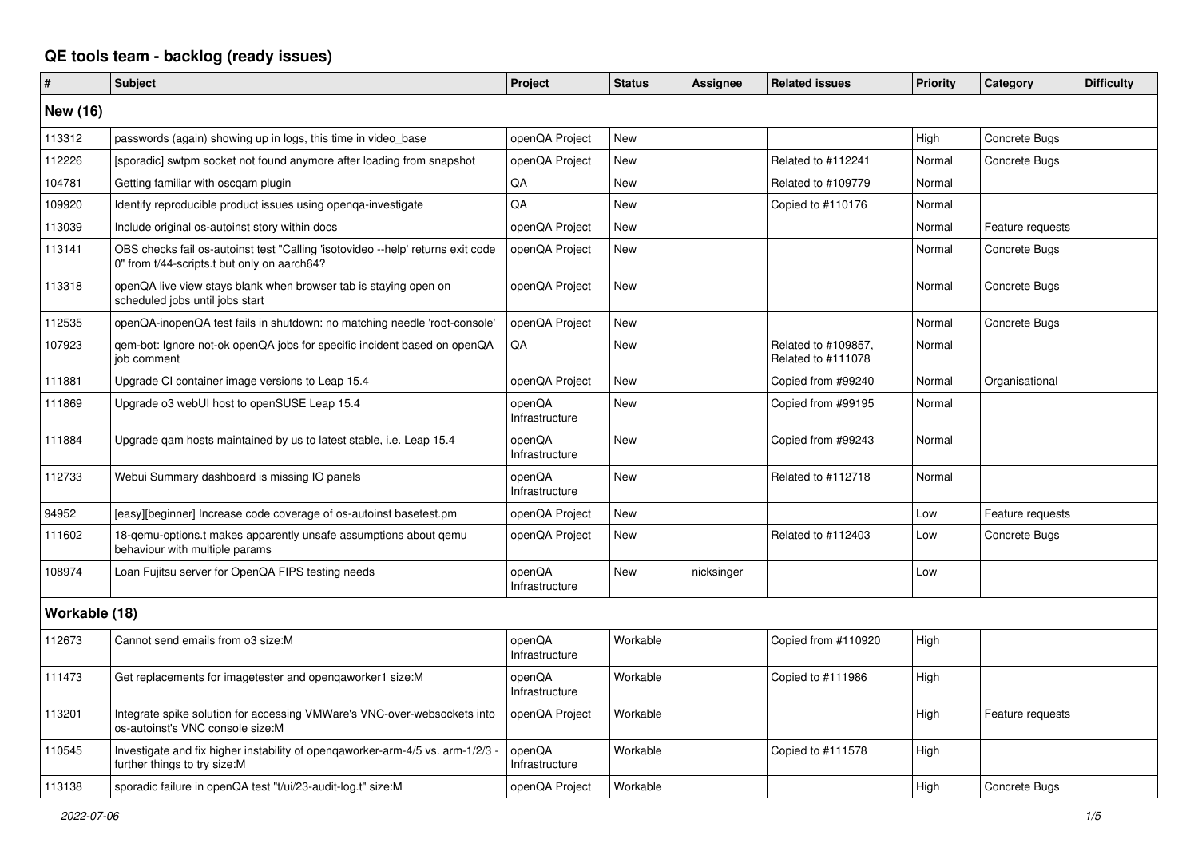# QE tools team - backlog (ready issues)

| # | Subject | Project | Status | Assignee | Related issues | Priority | Category | Difficulty |
|---|---|---|---|---|---|---|---|---|
| **New (16)** | | | | | | | | |
| 113312 | passwords (again) showing up in logs, this time in video_base | openQA Project | New | | | High | Concrete Bugs | |
| 112226 | [sporadic] swtpm socket not found anymore after loading from snapshot | openQA Project | New | | Related to #112241 | Normal | Concrete Bugs | |
| 104781 | Getting familiar with oscqam plugin | QA | New | | Related to #109779 | Normal | | |
| 109920 | Identify reproducible product issues using openqa-investigate | QA | New | | Copied to #110176 | Normal | | |
| 113039 | Include original os-autoinst story within docs | openQA Project | New | | | Normal | Feature requests | |
| 113141 | OBS checks fail os-autoinst test "Calling 'isotovideo --help' returns exit code 0" from t/44-scripts.t but only on aarch64? | openQA Project | New | | | Normal | Concrete Bugs | |
| 113318 | openQA live view stays blank when browser tab is staying open on scheduled jobs until jobs start | openQA Project | New | | | Normal | Concrete Bugs | |
| 112535 | openQA-inopenQA test fails in shutdown: no matching needle 'root-console' | openQA Project | New | | | Normal | Concrete Bugs | |
| 107923 | qem-bot: Ignore not-ok openQA jobs for specific incident based on openQA job comment | QA | New | | Related to #109857, Related to #111078 | Normal | | |
| 111881 | Upgrade CI container image versions to Leap 15.4 | openQA Project | New | | Copied from #99240 | Normal | Organisational | |
| 111869 | Upgrade o3 webUI host to openSUSE Leap 15.4 | openQA Infrastructure | New | | Copied from #99195 | Normal | | |
| 111884 | Upgrade qam hosts maintained by us to latest stable, i.e. Leap 15.4 | openQA Infrastructure | New | | Copied from #99243 | Normal | | |
| 112733 | Webui Summary dashboard is missing IO panels | openQA Infrastructure | New | | Related to #112718 | Normal | | |
| 94952 | [easy][beginner] Increase code coverage of os-autoinst basetest.pm | openQA Project | New | | | Low | Feature requests | |
| 111602 | 18-qemu-options.t makes apparently unsafe assumptions about qemu behaviour with multiple params | openQA Project | New | | Related to #112403 | Low | Concrete Bugs | |
| 108974 | Loan Fujitsu server for OpenQA FIPS testing needs | openQA Infrastructure | New | nicksinger | | Low | | |
| **Workable (18)** | | | | | | | | |
| 112673 | Cannot send emails from o3 size:M | openQA Infrastructure | Workable | | Copied from #110920 | High | | |
| 111473 | Get replacements for imagetester and openqaworker1 size:M | openQA Infrastructure | Workable | | Copied to #111986 | High | | |
| 113201 | Integrate spike solution for accessing VMWare's VNC-over-websockets into os-autoinst's VNC console size:M | openQA Project | Workable | | | High | Feature requests | |
| 110545 | Investigate and fix higher instability of openqaworker-arm-4/5 vs. arm-1/2/3 - further things to try size:M | openQA Infrastructure | Workable | | Copied to #111578 | High | | |
| 113138 | sporadic failure in openQA test "t/ui/23-audit-log.t" size:M | openQA Project | Workable | | | High | Concrete Bugs | |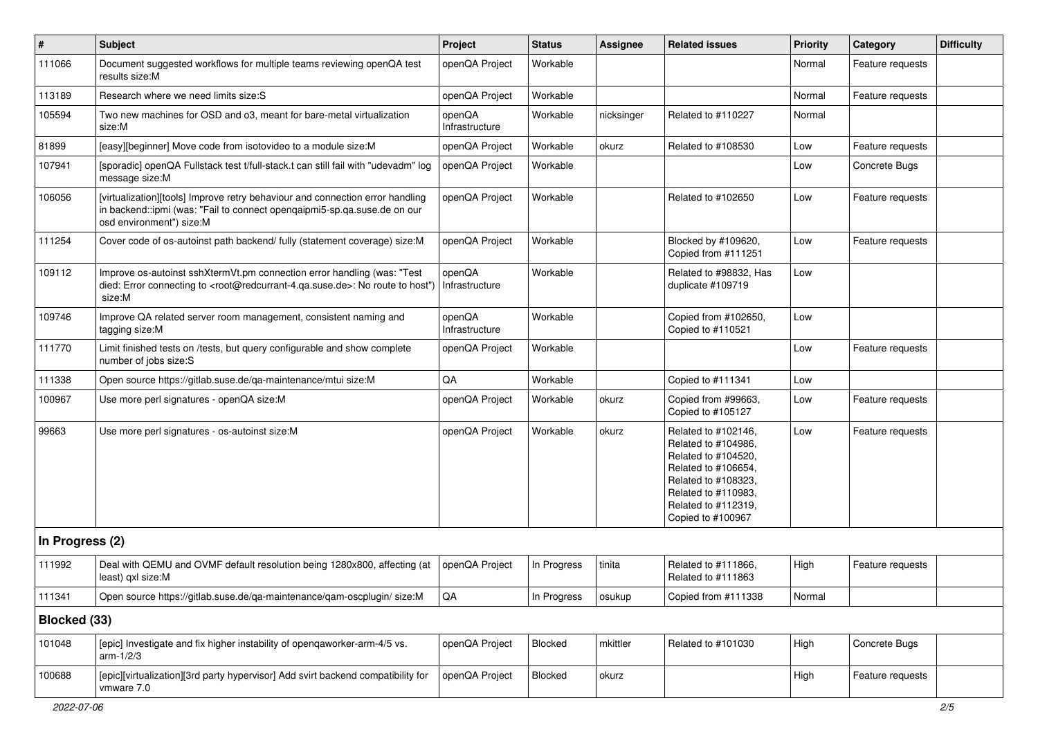| # | Subject | Project | Status | Assignee | Related issues | Priority | Category | Difficulty |
|---|---|---|---|---|---|---|---|---|
| 111066 | Document suggested workflows for multiple teams reviewing openQA test results size:M | openQA Project | Workable | | | Normal | Feature requests | |
| 113189 | Research where we need limits size:S | openQA Project | Workable | | | Normal | Feature requests | |
| 105594 | Two new machines for OSD and o3, meant for bare-metal virtualization size:M | openQA Infrastructure | Workable | nicksinger | Related to #110227 | Normal | | |
| 81899 | [easy][beginner] Move code from isotovideo to a module size:M | openQA Project | Workable | okurz | Related to #108530 | Low | Feature requests | |
| 107941 | [sporadic] openQA Fullstack test t/full-stack.t can still fail with "udevadm" log message size:M | openQA Project | Workable | | | Low | Concrete Bugs | |
| 106056 | [virtualization][tools] Improve retry behaviour and connection error handling in backend::ipmi (was: "Fail to connect openqaipmi5-sp.qa.suse.de on our osd environment") size:M | openQA Project | Workable | | Related to #102650 | Low | Feature requests | |
| 111254 | Cover code of os-autoinst path backend/ fully (statement coverage) size:M | openQA Project | Workable | | Blocked by #109620, Copied from #111251 | Low | Feature requests | |
| 109112 | Improve os-autoinst sshXtermVt.pm connection error handling (was: "Test died: Error connecting to <root@redcurrant-4.qa.suse.de>: No route to host") size:M | openQA Infrastructure | Workable | | Related to #98832, Has duplicate #109719 | Low | | |
| 109746 | Improve QA related server room management, consistent naming and tagging size:M | openQA Infrastructure | Workable | | Copied from #102650, Copied to #110521 | Low | | |
| 111770 | Limit finished tests on /tests, but query configurable and show complete number of jobs size:S | openQA Project | Workable | | | Low | Feature requests | |
| 111338 | Open source https://gitlab.suse.de/qa-maintenance/mtui size:M | QA | Workable | | Copied to #111341 | Low | | |
| 100967 | Use more perl signatures - openQA size:M | openQA Project | Workable | okurz | Copied from #99663, Copied to #105127 | Low | Feature requests | |
| 99663 | Use more perl signatures - os-autoinst size:M | openQA Project | Workable | okurz | Related to #102146, Related to #104986, Related to #104520, Related to #106654, Related to #108323, Related to #110983, Related to #112319, Copied to #100967 | Low | Feature requests | |
| **In Progress (2)** | | | | | | | | |
| 111992 | Deal with QEMU and OVMF default resolution being 1280x800, affecting (at least) qxl size:M | openQA Project | In Progress | tinita | Related to #111866, Related to #111863 | High | Feature requests | |
| 111341 | Open source https://gitlab.suse.de/qa-maintenance/qam-oscplugin/ size:M | QA | In Progress | osukup | Copied from #111338 | Normal | | |
| **Blocked (33)** | | | | | | | | |
| 101048 | [epic] Investigate and fix higher instability of openqaworker-arm-4/5 vs. arm-1/2/3 | openQA Project | Blocked | mkittler | Related to #101030 | High | Concrete Bugs | |
| 100688 | [epic][virtualization][3rd party hypervisor] Add svirt backend compatibility for vmware 7.0 | openQA Project | Blocked | okurz | | High | Feature requests | |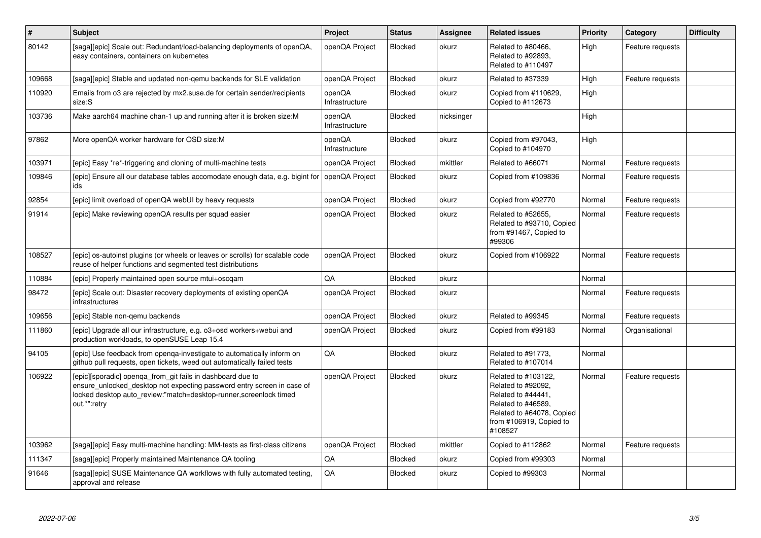| # | Subject | Project | Status | Assignee | Related issues | Priority | Category | Difficulty |
|---|---|---|---|---|---|---|---|---|
| 80142 | [saga][epic] Scale out: Redundant/load-balancing deployments of openQA, easy containers, containers on kubernetes | openQA Project | Blocked | okurz | Related to #80466, Related to #92893, Related to #110497 | High | Feature requests | |
| 109668 | [saga][epic] Stable and updated non-qemu backends for SLE validation | openQA Project | Blocked | okurz | Related to #37339 | High | Feature requests | |
| 110920 | Emails from o3 are rejected by mx2.suse.de for certain sender/recipients size:S | openQA Infrastructure | Blocked | okurz | Copied from #110629, Copied to #112673 | High | | |
| 103736 | Make aarch64 machine chan-1 up and running after it is broken size:M | openQA Infrastructure | Blocked | nicksinger | | High | | |
| 97862 | More openQA worker hardware for OSD size:M | openQA Infrastructure | Blocked | okurz | Copied from #97043, Copied to #104970 | High | | |
| 103971 | [epic] Easy *re*-triggering and cloning of multi-machine tests | openQA Project | Blocked | mkittler | Related to #66071 | Normal | Feature requests | |
| 109846 | [epic] Ensure all our database tables accomodate enough data, e.g. bigint for ids | openQA Project | Blocked | okurz | Copied from #109836 | Normal | Feature requests | |
| 92854 | [epic] limit overload of openQA webUI by heavy requests | openQA Project | Blocked | okurz | Copied from #92770 | Normal | Feature requests | |
| 91914 | [epic] Make reviewing openQA results per squad easier | openQA Project | Blocked | okurz | Related to #52655, Related to #93710, Copied from #91467, Copied to #99306 | Normal | Feature requests | |
| 108527 | [epic] os-autoinst plugins (or wheels or leaves or scrolls) for scalable code reuse of helper functions and segmented test distributions | openQA Project | Blocked | okurz | Copied from #106922 | Normal | Feature requests | |
| 110884 | [epic] Properly maintained open source mtui+oscqam | QA | Blocked | okurz | | Normal | | |
| 98472 | [epic] Scale out: Disaster recovery deployments of existing openQA infrastructures | openQA Project | Blocked | okurz | | Normal | Feature requests | |
| 109656 | [epic] Stable non-qemu backends | openQA Project | Blocked | okurz | Related to #99345 | Normal | Feature requests | |
| 111860 | [epic] Upgrade all our infrastructure, e.g. o3+osd workers+webui and production workloads, to openSUSE Leap 15.4 | openQA Project | Blocked | okurz | Copied from #99183 | Normal | Organisational | |
| 94105 | [epic] Use feedback from openqa-investigate to automatically inform on github pull requests, open tickets, weed out automatically failed tests | QA | Blocked | okurz | Related to #91773, Related to #107014 | Normal | | |
| 106922 | [epic][sporadic] openqa_from_git fails in dashboard due to ensure_unlocked_desktop not expecting password entry screen in case of locked desktop auto_review:"match=desktop-runner,screenlock timed out.*":retry | openQA Project | Blocked | okurz | Related to #103122, Related to #92092, Related to #44441, Related to #46589, Related to #64078, Copied from #106919, Copied to #108527 | Normal | Feature requests | |
| 103962 | [saga][epic] Easy multi-machine handling: MM-tests as first-class citizens | openQA Project | Blocked | mkittler | Copied to #112862 | Normal | Feature requests | |
| 111347 | [saga][epic] Properly maintained Maintenance QA tooling | QA | Blocked | okurz | Copied from #99303 | Normal | | |
| 91646 | [saga][epic] SUSE Maintenance QA workflows with fully automated testing, approval and release | QA | Blocked | okurz | Copied to #99303 | Normal | | |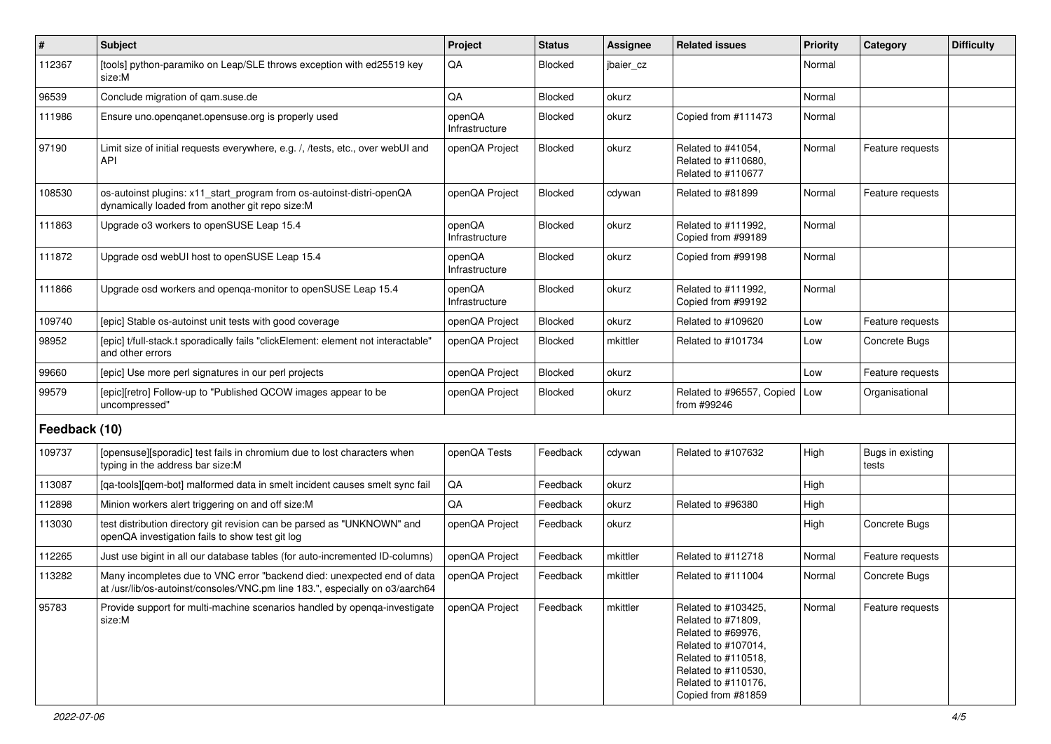| # | Subject | Project | Status | Assignee | Related issues | Priority | Category | Difficulty |
|---|---|---|---|---|---|---|---|---|
| 112367 | [tools] python-paramiko on Leap/SLE throws exception with ed25519 key size:M | QA | Blocked | jbaier_cz | | Normal | | |
| 96539 | Conclude migration of qam.suse.de | QA | Blocked | okurz | | Normal | | |
| 111986 | Ensure uno.openqanet.opensuse.org is properly used | openQA Infrastructure | Blocked | okurz | Copied from #111473 | Normal | | |
| 97190 | Limit size of initial requests everywhere, e.g. /, /tests, etc., over webUI and API | openQA Project | Blocked | okurz | Related to #41054, Related to #110680, Related to #110677 | Normal | Feature requests | |
| 108530 | os-autoinst plugins: x11_start_program from os-autoinst-distri-openQA dynamically loaded from another git repo size:M | openQA Project | Blocked | cdywan | Related to #81899 | Normal | Feature requests | |
| 111863 | Upgrade o3 workers to openSUSE Leap 15.4 | openQA Infrastructure | Blocked | okurz | Related to #111992, Copied from #99189 | Normal | | |
| 111872 | Upgrade osd webUI host to openSUSE Leap 15.4 | openQA Infrastructure | Blocked | okurz | Copied from #99198 | Normal | | |
| 111866 | Upgrade osd workers and openqa-monitor to openSUSE Leap 15.4 | openQA Infrastructure | Blocked | okurz | Related to #111992, Copied from #99192 | Normal | | |
| 109740 | [epic] Stable os-autoinst unit tests with good coverage | openQA Project | Blocked | okurz | Related to #109620 | Low | Feature requests | |
| 98952 | [epic] t/full-stack.t sporadically fails "clickElement: element not interactable" and other errors | openQA Project | Blocked | mkittler | Related to #101734 | Low | Concrete Bugs | |
| 99660 | [epic] Use more perl signatures in our perl projects | openQA Project | Blocked | okurz | | Low | Feature requests | |
| 99579 | [epic][retro] Follow-up to "Published QCOW images appear to be uncompressed" | openQA Project | Blocked | okurz | Related to #96557, Copied from #99246 | Low | Organisational | |
| **Feedback (10)** | | | | | | | | |
| 109737 | [opensuse][sporadic] test fails in chromium due to lost characters when typing in the address bar size:M | openQA Tests | Feedback | cdywan | Related to #107632 | High | Bugs in existing tests | |
| 113087 | [qa-tools][qem-bot] malformed data in smelt incident causes smelt sync fail | QA | Feedback | okurz | | High | | |
| 112898 | Minion workers alert triggering on and off size:M | QA | Feedback | okurz | Related to #96380 | High | | |
| 113030 | test distribution directory git revision can be parsed as "UNKNOWN" and openQA investigation fails to show test git log | openQA Project | Feedback | okurz | | High | Concrete Bugs | |
| 112265 | Just use bigint in all our database tables (for auto-incremented ID-columns) | openQA Project | Feedback | mkittler | Related to #112718 | Normal | Feature requests | |
| 113282 | Many incompletes due to VNC error "backend died: unexpected end of data at /usr/lib/os-autoinst/consoles/VNC.pm line 183.", especially on o3/aarch64 | openQA Project | Feedback | mkittler | Related to #111004 | Normal | Concrete Bugs | |
| 95783 | Provide support for multi-machine scenarios handled by openqa-investigate size:M | openQA Project | Feedback | mkittler | Related to #103425, Related to #71809, Related to #69976, Related to #107014, Related to #110518, Related to #110530, Related to #110176, Copied from #81859 | Normal | Feature requests | |

2022-07-06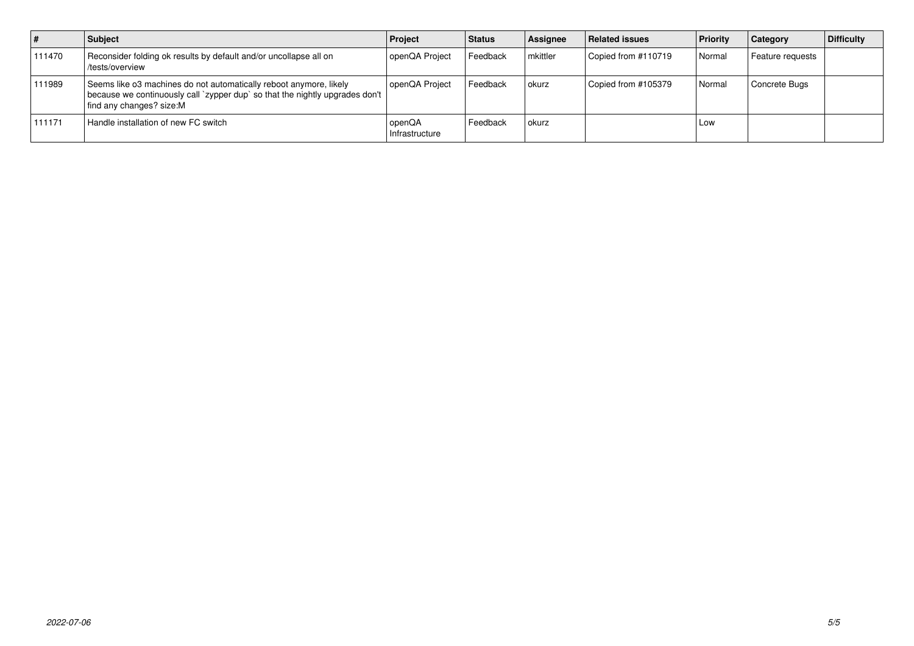| # | Subject | Project | Status | Assignee | Related issues | Priority | Category | Difficulty |
|---|---|---|---|---|---|---|---|---|
| 111470 | Reconsider folding ok results by default and/or uncollapse all on /tests/overview | openQA Project | Feedback | mkittler | Copied from #110719 | Normal | Feature requests | |
| 111989 | Seems like o3 machines do not automatically reboot anymore, likely because we continuously call `zypper dup` so that the nightly upgrades don't find any changes? size:M | openQA Project | Feedback | okurz | Copied from #105379 | Normal | Concrete Bugs | |
| 111171 | Handle installation of new FC switch | openQA Infrastructure | Feedback | okurz | | Low | | |

*2022-07-06*